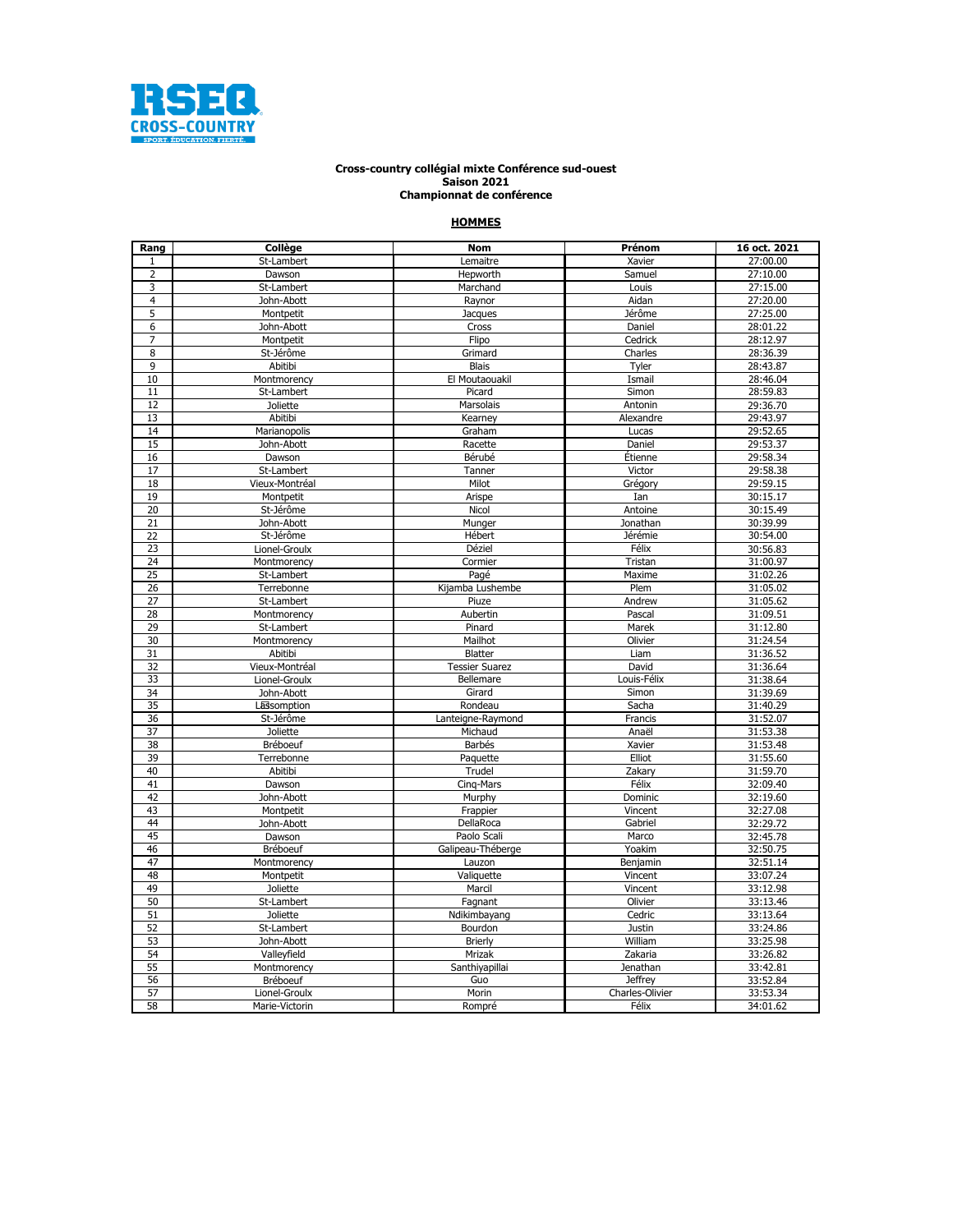RSEQ CROSS-COUNTRY
SPORT. ÉDUCATION. FIERTÉ.

**Cross-country collégial mixte Conférence sud-ouest**
**Saison 2021**
**Championnat de conférence**

**HOMMES**

| Rang | Collège | Nom | Prénom | 16 oct. 2021 |
|---|---|---|---|---|
| 1 | St-Lambert | Lemaitre | Xavier | 27:00.00 |
| 2 | Dawson | Hepworth | Samuel | 27:10.00 |
| 3 | St-Lambert | Marchand | Louis | 27:15.00 |
| 4 | John-Abott | Raynor | Aidan | 27:20.00 |
| 5 | Montpetit | Jacques | Jérôme | 27:25.00 |
| 6 | John-Abott | Cross | Daniel | 28:01.22 |
| 7 | Montpetit | Flipo | Cedrick | 28:12.97 |
| 8 | St-Jérôme | Grimard | Charles | 28:36.39 |
| 9 | Abitibi | Blais | Tyler | 28:43.87 |
| 10 | Montmorency | El Moutaouakil | Ismail | 28:46.04 |
| 11 | St-Lambert | Picard | Simon | 28:59.83 |
| 12 | Joliette | Marsolais | Antonin | 29:36.70 |
| 13 | Abitibi | Kearney | Alexandre | 29:43.97 |
| 14 | Marianopolis | Graham | Lucas | 29:52.65 |
| 15 | John-Abott | Racette | Daniel | 29:53.37 |
| 16 | Dawson | Bérubé | Étienne | 29:58.34 |
| 17 | St-Lambert | Tanner | Victor | 29:58.38 |
| 18 | Vieux-Montréal | Milot | Grégory | 29:59.15 |
| 19 | Montpetit | Arispe | Ian | 30:15.17 |
| 20 | St-Jérôme | Nicol | Antoine | 30:15.49 |
| 21 | John-Abott | Munger | Jonathan | 30:39.99 |
| 22 | St-Jérôme | Hébert | Jérémie | 30:54.00 |
| 23 | Lionel-Groulx | Déziel | Félix | 30:56.83 |
| 24 | Montmorency | Cormier | Tristan | 31:00.97 |
| 25 | St-Lambert | Pagé | Maxime | 31:02.26 |
| 26 | Terrebonne | Kijamba Lushembe | Plem | 31:05.02 |
| 27 | St-Lambert | Piuze | Andrew | 31:05.62 |
| 28 | Montmorency | Aubertin | Pascal | 31:09.51 |
| 29 | St-Lambert | Pinard | Marek | 31:12.80 |
| 30 | Montmorency | Mailhot | Olivier | 31:24.54 |
| 31 | Abitibi | Blatter | Liam | 31:36.52 |
| 32 | Vieux-Montréal | Tessier Suarez | David | 31:36.64 |
| 33 | Lionel-Groulx | Bellemare | Louis-Félix | 31:38.64 |
| 34 | John-Abott | Girard | Simon | 31:39.69 |
| 35 | L'Assomption | Rondeau | Sacha | 31:40.29 |
| 36 | St-Jérôme | Lanteigne-Raymond | Francis | 31:52.07 |
| 37 | Joliette | Michaud | Anaël | 31:53.38 |
| 38 | Bréboeuf | Barbés | Xavier | 31:53.48 |
| 39 | Terrebonne | Paquette | Elliot | 31:55.60 |
| 40 | Abitibi | Trudel | Zakary | 31:59.70 |
| 41 | Dawson | Cinq-Mars | Félix | 32:09.40 |
| 42 | John-Abott | Murphy | Dominic | 32:19.60 |
| 43 | Montpetit | Frappier | Vincent | 32:27.08 |
| 44 | John-Abott | DellaRoca | Gabriel | 32:29.72 |
| 45 | Dawson | Paolo Scali | Marco | 32:45.78 |
| 46 | Bréboeuf | Galipeau-Théberge | Yoakim | 32:50.75 |
| 47 | Montmorency | Lauzon | Benjamin | 32:51.14 |
| 48 | Montpetit | Valiquette | Vincent | 33:07.24 |
| 49 | Joliette | Marcil | Vincent | 33:12.98 |
| 50 | St-Lambert | Fagnant | Olivier | 33:13.46 |
| 51 | Joliette | Ndikimbayang | Cedric | 33:13.64 |
| 52 | St-Lambert | Bourdon | Justin | 33:24.86 |
| 53 | John-Abott | Brierly | William | 33:25.98 |
| 54 | Valleyfield | Mrizak | Zakaria | 33:26.82 |
| 55 | Montmorency | Santhiyapillai | Jenathan | 33:42.81 |
| 56 | Bréboeuf | Guo | Jeffrey | 33:52.84 |
| 57 | Lionel-Groulx | Morin | Charles-Olivier | 33:53.34 |
| 58 | Marie-Victorin | Rompré | Félix | 34:01.62 |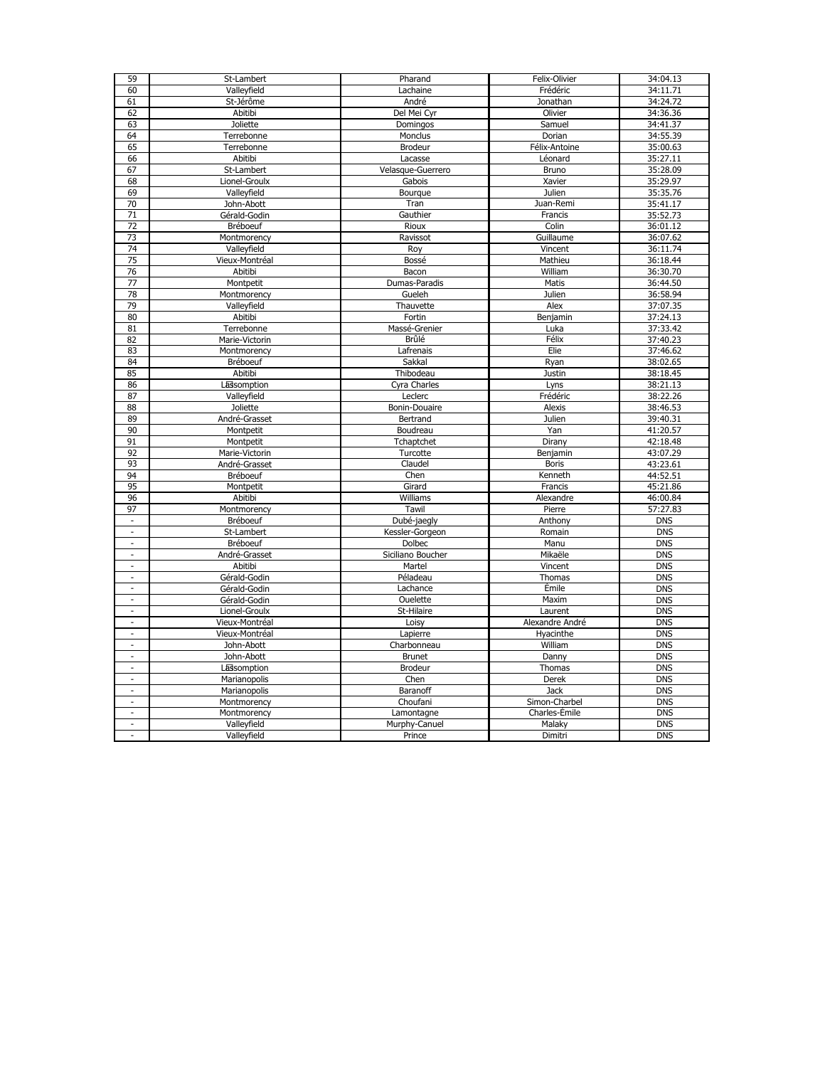| | | | | |
|---|---|---|---|---|
| 59 | St-Lambert | Pharand | Felix-Olivier | 34:04.13 |
| 60 | Valleyfield | Lachaine | Frédéric | 34:11.71 |
| 61 | St-Jérôme | André | Jonathan | 34:24.72 |
| 62 | Abitibi | Del Mei Cyr | Olivier | 34:36.36 |
| 63 | Joliette | Domingos | Samuel | 34:41.37 |
| 64 | Terrebonne | Monclus | Dorian | 34:55.39 |
| 65 | Terrebonne | Brodeur | Félix-Antoine | 35:00.63 |
| 66 | Abitibi | Lacasse | Léonard | 35:27.11 |
| 67 | St-Lambert | Velasque-Guerrero | Bruno | 35:28.09 |
| 68 | Lionel-Groulx | Gabois | Xavier | 35:29.97 |
| 69 | Valleyfield | Bourque | Julien | 35:35.76 |
| 70 | John-Abott | Tran | Juan-Remi | 35:41.17 |
| 71 | Gérald-Godin | Gauthier | Francis | 35:52.73 |
| 72 | Bréboeuf | Rioux | Colin | 36:01.12 |
| 73 | Montmorency | Ravissot | Guillaume | 36:07.62 |
| 74 | Valleyfield | Roy | Vincent | 36:11.74 |
| 75 | Vieux-Montréal | Bossé | Mathieu | 36:18.44 |
| 76 | Abitibi | Bacon | William | 36:30.70 |
| 77 | Montpetit | Dumas-Paradis | Matis | 36:44.50 |
| 78 | Montmorency | Gueleh | Julien | 36:58.94 |
| 79 | Valleyfield | Thauvette | Alex | 37:07.35 |
| 80 | Abitibi | Fortin | Benjamin | 37:24.13 |
| 81 | Terrebonne | Massé-Grenier | Luka | 37:33.42 |
| 82 | Marie-Victorin | Brûlé | Félix | 37:40.23 |
| 83 | Montmorency | Lafrenais | Elie | 37:46.62 |
| 84 | Bréboeuf | Sakkal | Ryan | 38:02.65 |
| 85 | Abitibi | Thibodeau | Justin | 38:18.45 |
| 86 | L㐀ssomption | Cyra Charles | Lyns | 38:21.13 |
| 87 | Valleyfield | Leclerc | Frédéric | 38:22.26 |
| 88 | Joliette | Bonin-Douaire | Alexis | 38:46.53 |
| 89 | André-Grasset | Bertrand | Julien | 39:40.31 |
| 90 | Montpetit | Boudreau | Yan | 41:20.57 |
| 91 | Montpetit | Tchaptchet | Dirany | 42:18.48 |
| 92 | Marie-Victorin | Turcotte | Benjamin | 43:07.29 |
| 93 | André-Grasset | Claudel | Boris | 43:23.61 |
| 94 | Bréboeuf | Chen | Kenneth | 44:52.51 |
| 95 | Montpetit | Girard | Francis | 45:21.86 |
| 96 | Abitibi | Williams | Alexandre | 46:00.84 |
| 97 | Montmorency | Tawil | Pierre | 57:27.83 |
| - | Bréboeuf | Dubé-jaegly | Anthony | DNS |
| - | St-Lambert | Kessler-Gorgeon | Romain | DNS |
| - | Bréboeuf | Dolbec | Manu | DNS |
| - | André-Grasset | Siciliano Boucher | Mikaële | DNS |
| - | Abitibi | Martel | Vincent | DNS |
| - | Gérald-Godin | Péladeau | Thomas | DNS |
| - | Gérald-Godin | Lachance | Émile | DNS |
| - | Gérald-Godin | Ouelette | Maxim | DNS |
| - | Lionel-Groulx | St-Hilaire | Laurent | DNS |
| - | Vieux-Montréal | Loisy | Alexandre André | DNS |
| - | Vieux-Montréal | Lapierre | Hyacinthe | DNS |
| - | John-Abott | Charbonneau | William | DNS |
| - | John-Abott | Brunet | Danny | DNS |
| - | L㐀ssomption | Brodeur | Thomas | DNS |
| - | Marianopolis | Chen | Derek | DNS |
| - | Marianopolis | Baranoff | Jack | DNS |
| - | Montmorency | Choufani | Simon-Charbel | DNS |
| - | Montmorency | Lamontagne | Charles-Émile | DNS |
| - | Valleyfield | Murphy-Canuel | Malaky | DNS |
| - | Valleyfield | Prince | Dimitri | DNS |